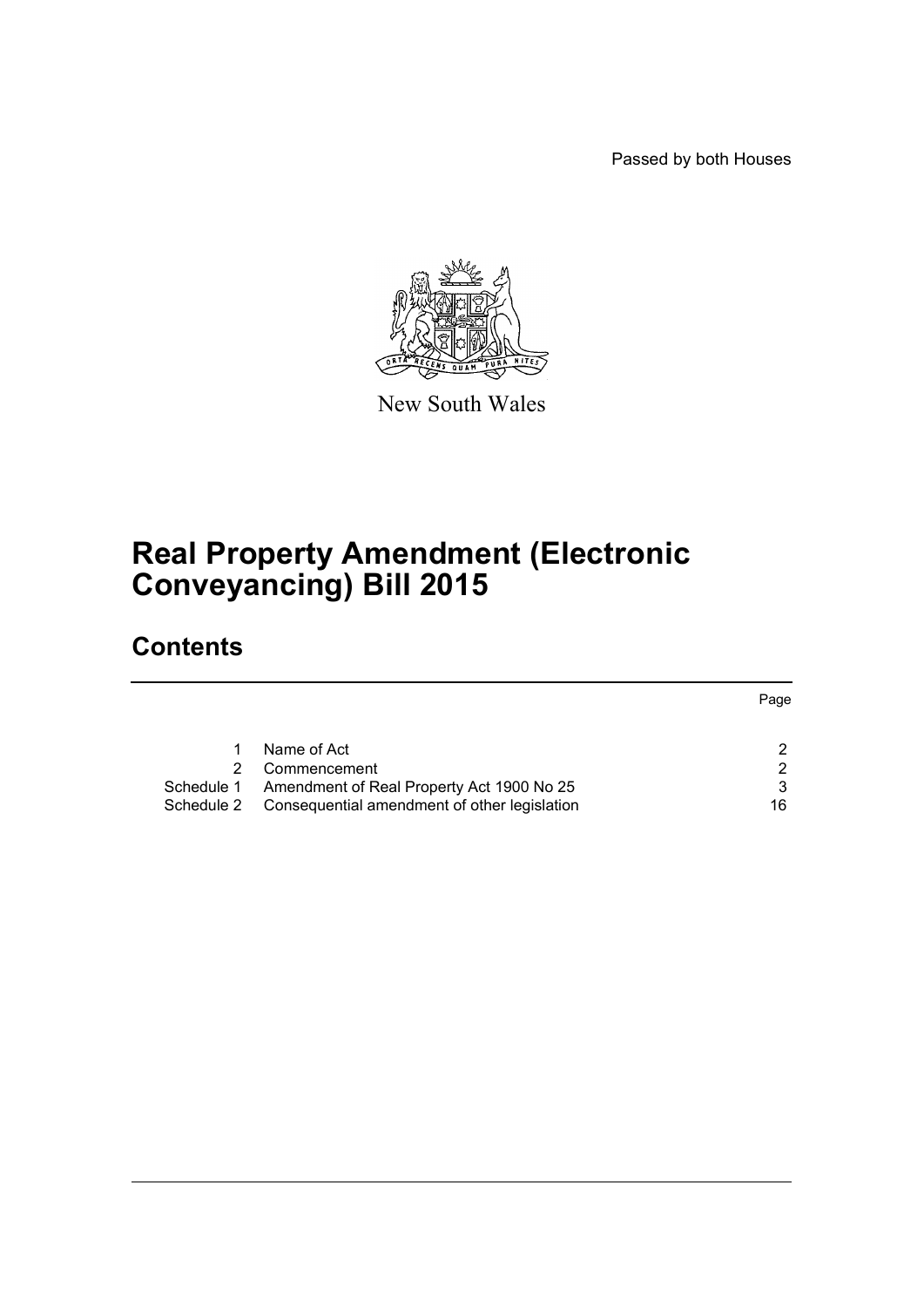Passed by both Houses

New South Wales

# Real Property Amendment (Electronic Conveyancing) Bill 2015

## Contents

| | | Page |
|---|---|---|
| 1 | Name of Act | 2 |
| 2 | Commencement | 2 |
| Schedule 1 | Amendment of Real Property Act 1900 No 25 | 3 |
| Schedule 2 | Consequential amendment of other legislation | 16 |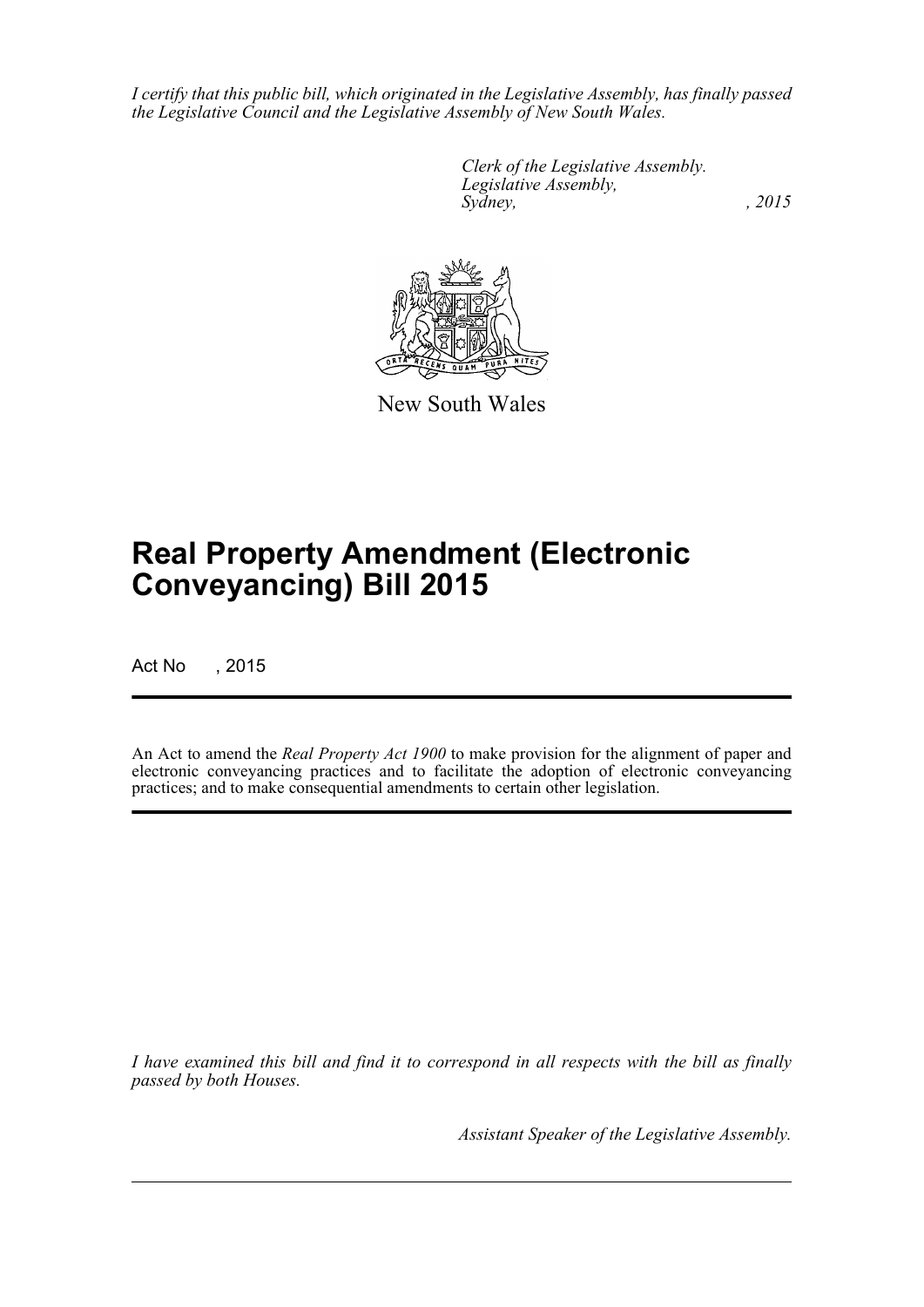*I certify that this public bill, which originated in the Legislative Assembly, has finally passed the Legislative Council and the Legislative Assembly of New South Wales.*

*Clerk of the Legislative Assembly.*
*Legislative Assembly,*
*Sydney, , 2015*

New South Wales

# Real Property Amendment (Electronic Conveyancing) Bill 2015

Act No , 2015

An Act to amend the *Real Property Act 1900* to make provision for the alignment of paper and electronic conveyancing practices and to facilitate the adoption of electronic conveyancing practices; and to make consequential amendments to certain other legislation.

*I have examined this bill and find it to correspond in all respects with the bill as finally passed by both Houses.*

*Assistant Speaker of the Legislative Assembly.*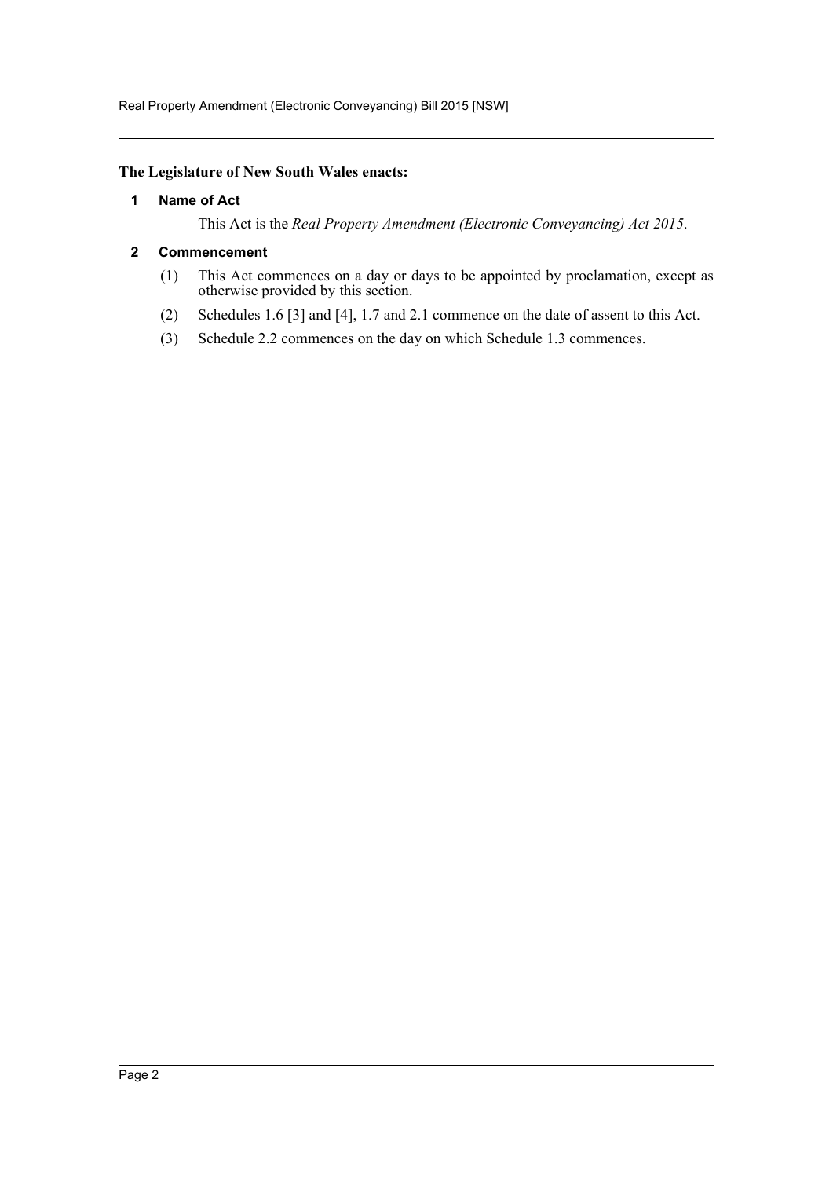**The Legislature of New South Wales enacts:**

## 1 Name of Act

This Act is the *Real Property Amendment (Electronic Conveyancing) Act 2015*.

## 2 Commencement

(1) This Act commences on a day or days to be appointed by proclamation, except as otherwise provided by this section.

(2) Schedules 1.6 [3] and [4], 1.7 and 2.1 commence on the date of assent to this Act.

(3) Schedule 2.2 commences on the day on which Schedule 1.3 commences.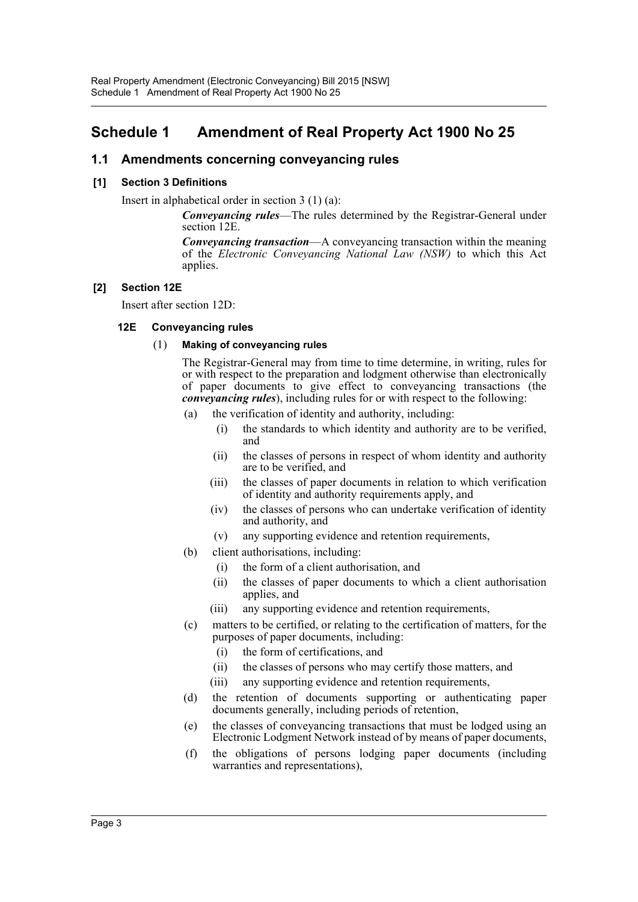# Schedule 1 Amendment of Real Property Act 1900 No 25

## 1.1 Amendments concerning conveyancing rules

### [1] Section 3 Definitions

Insert in alphabetical order in section 3 (1) (a):

> ***Conveyancing rules***—The rules determined by the Registrar-General under section 12E.
>
> ***Conveyancing transaction***—A conveyancing transaction within the meaning of the *Electronic Conveyancing National Law (NSW)* to which this Act applies.

### [2] Section 12E

Insert after section 12D:

#### 12E Conveyancing rules

(1) **Making of conveyancing rules**

The Registrar-General may from time to time determine, in writing, rules for or with respect to the preparation and lodgment otherwise than electronically of paper documents to give effect to conveyancing transactions (the ***conveyancing rules***), including rules for or with respect to the following:

- (a) the verification of identity and authority, including:
  - (i) the standards to which identity and authority are to be verified, and
  - (ii) the classes of persons in respect of whom identity and authority are to be verified, and
  - (iii) the classes of paper documents in relation to which verification of identity and authority requirements apply, and
  - (iv) the classes of persons who can undertake verification of identity and authority, and
  - (v) any supporting evidence and retention requirements,
- (b) client authorisations, including:
  - (i) the form of a client authorisation, and
  - (ii) the classes of paper documents to which a client authorisation applies, and
  - (iii) any supporting evidence and retention requirements,
- (c) matters to be certified, or relating to the certification of matters, for the purposes of paper documents, including:
  - (i) the form of certifications, and
  - (ii) the classes of persons who may certify those matters, and
  - (iii) any supporting evidence and retention requirements,
- (d) the retention of documents supporting or authenticating paper documents generally, including periods of retention,
- (e) the classes of conveyancing transactions that must be lodged using an Electronic Lodgment Network instead of by means of paper documents,
- (f) the obligations of persons lodging paper documents (including warranties and representations),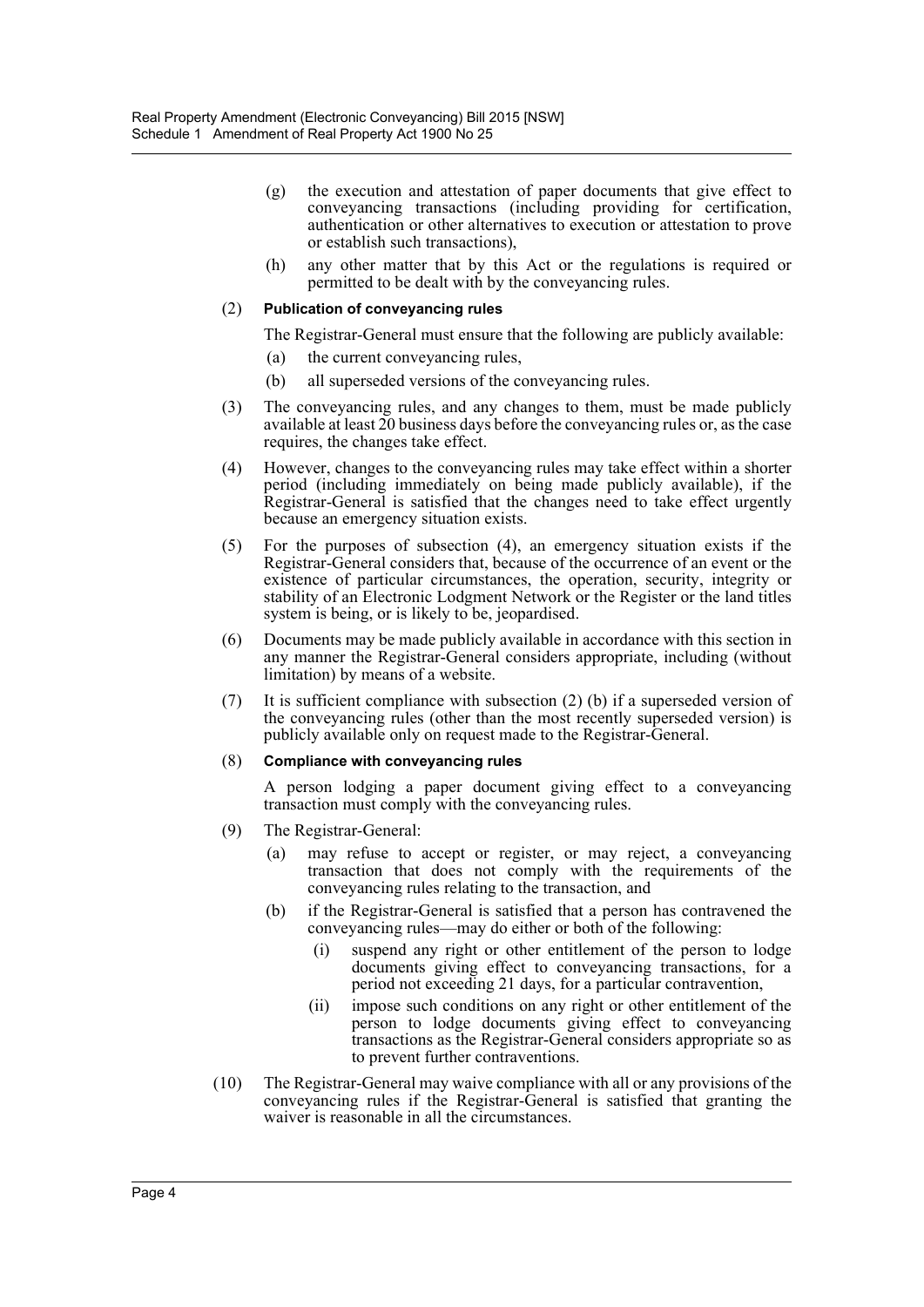(g) the execution and attestation of paper documents that give effect to conveyancing transactions (including providing for certification, authentication or other alternatives to execution or attestation to prove or establish such transactions),

(h) any other matter that by this Act or the regulations is required or permitted to be dealt with by the conveyancing rules.

(2) **Publication of conveyancing rules**

The Registrar-General must ensure that the following are publicly available:

(a) the current conveyancing rules,

(b) all superseded versions of the conveyancing rules.

(3) The conveyancing rules, and any changes to them, must be made publicly available at least 20 business days before the conveyancing rules or, as the case requires, the changes take effect.

(4) However, changes to the conveyancing rules may take effect within a shorter period (including immediately on being made publicly available), if the Registrar-General is satisfied that the changes need to take effect urgently because an emergency situation exists.

(5) For the purposes of subsection (4), an emergency situation exists if the Registrar-General considers that, because of the occurrence of an event or the existence of particular circumstances, the operation, security, integrity or stability of an Electronic Lodgment Network or the Register or the land titles system is being, or is likely to be, jeopardised.

(6) Documents may be made publicly available in accordance with this section in any manner the Registrar-General considers appropriate, including (without limitation) by means of a website.

(7) It is sufficient compliance with subsection (2) (b) if a superseded version of the conveyancing rules (other than the most recently superseded version) is publicly available only on request made to the Registrar-General.

(8) **Compliance with conveyancing rules**

A person lodging a paper document giving effect to a conveyancing transaction must comply with the conveyancing rules.

(9) The Registrar-General:

(a) may refuse to accept or register, or may reject, a conveyancing transaction that does not comply with the requirements of the conveyancing rules relating to the transaction, and

(b) if the Registrar-General is satisfied that a person has contravened the conveyancing rules—may do either or both of the following:

(i) suspend any right or other entitlement of the person to lodge documents giving effect to conveyancing transactions, for a period not exceeding 21 days, for a particular contravention,

(ii) impose such conditions on any right or other entitlement of the person to lodge documents giving effect to conveyancing transactions as the Registrar-General considers appropriate so as to prevent further contraventions.

(10) The Registrar-General may waive compliance with all or any provisions of the conveyancing rules if the Registrar-General is satisfied that granting the waiver is reasonable in all the circumstances.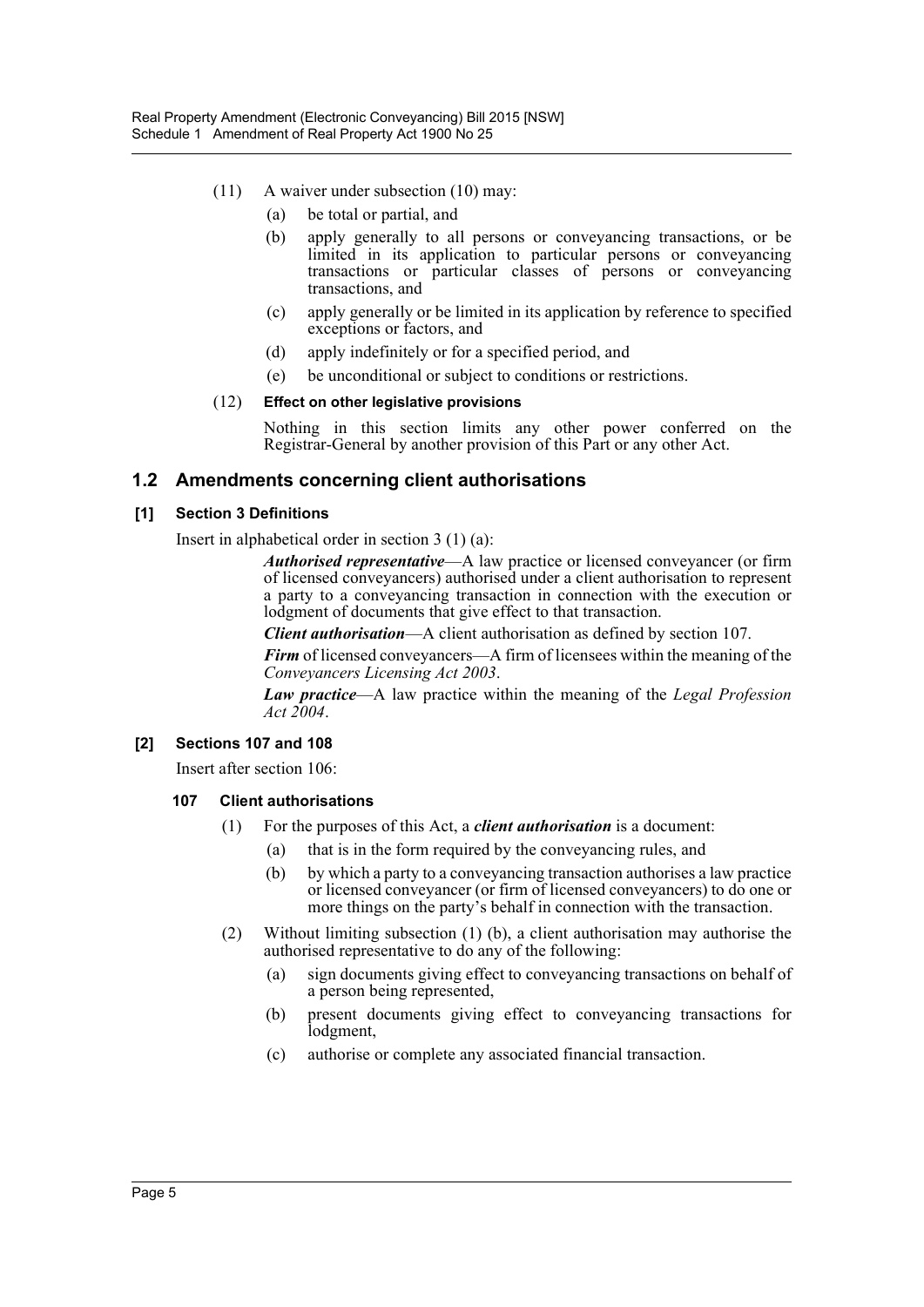(11) A waiver under subsection (10) may:

- (a) be total or partial, and
- (b) apply generally to all persons or conveyancing transactions, or be limited in its application to particular persons or conveyancing transactions or particular classes of persons or conveyancing transactions, and
- (c) apply generally or be limited in its application by reference to specified exceptions or factors, and
- (d) apply indefinitely or for a specified period, and
- (e) be unconditional or subject to conditions or restrictions.

(12) **Effect on other legislative provisions**

Nothing in this section limits any other power conferred on the Registrar-General by another provision of this Part or any other Act.

## 1.2 Amendments concerning client authorisations

### [1] Section 3 Definitions

Insert in alphabetical order in section 3 (1) (a):

> ***Authorised representative***—A law practice or licensed conveyancer (or firm of licensed conveyancers) authorised under a client authorisation to represent a party to a conveyancing transaction in connection with the execution or lodgment of documents that give effect to that transaction.
>
> ***Client authorisation***—A client authorisation as defined by section 107.
>
> ***Firm*** of licensed conveyancers—A firm of licensees within the meaning of the *Conveyancers Licensing Act 2003*.
>
> ***Law practice***—A law practice within the meaning of the *Legal Profession Act 2004*.

### [2] Sections 107 and 108

Insert after section 106:

#### 107 Client authorisations

(1) For the purposes of this Act, a ***client authorisation*** is a document:

- (a) that is in the form required by the conveyancing rules, and
- (b) by which a party to a conveyancing transaction authorises a law practice or licensed conveyancer (or firm of licensed conveyancers) to do one or more things on the party's behalf in connection with the transaction.

(2) Without limiting subsection (1) (b), a client authorisation may authorise the authorised representative to do any of the following:

- (a) sign documents giving effect to conveyancing transactions on behalf of a person being represented,
- (b) present documents giving effect to conveyancing transactions for lodgment,
- (c) authorise or complete any associated financial transaction.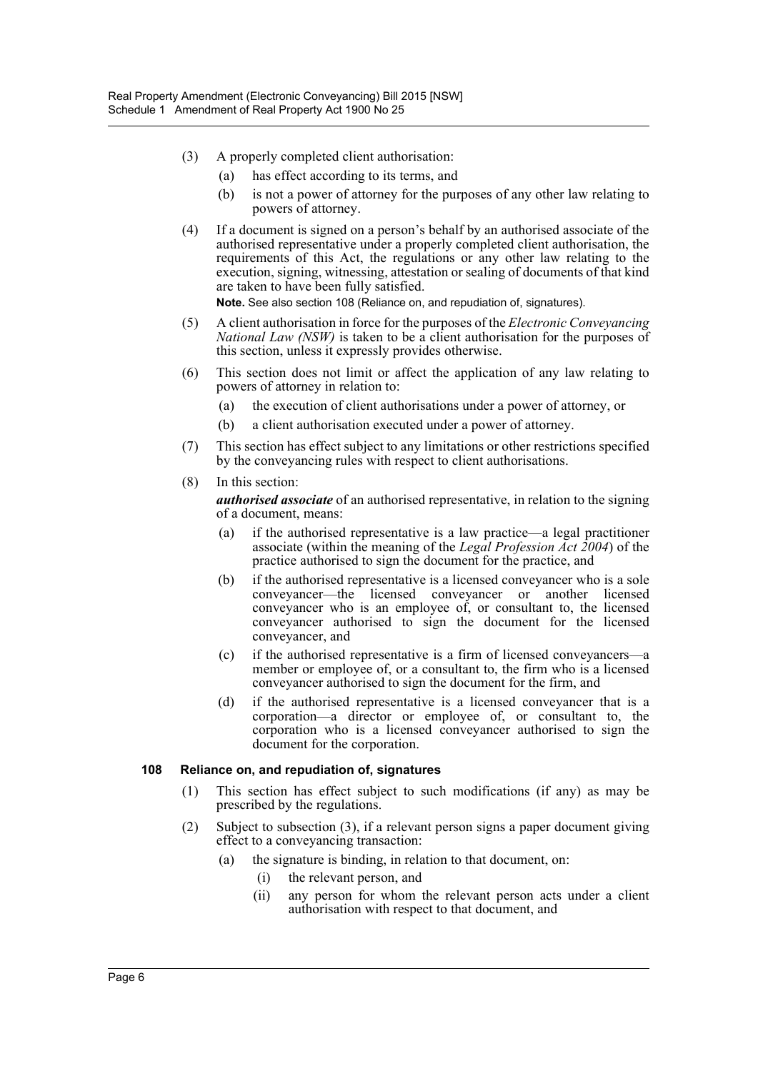(3) A properly completed client authorisation:

   (a) has effect according to its terms, and

   (b) is not a power of attorney for the purposes of any other law relating to powers of attorney.

(4) If a document is signed on a person's behalf by an authorised associate of the authorised representative under a properly completed client authorisation, the requirements of this Act, the regulations or any other law relating to the execution, signing, witnessing, attestation or sealing of documents of that kind are taken to have been fully satisfied.

**Note.** See also section 108 (Reliance on, and repudiation of, signatures).

(5) A client authorisation in force for the purposes of the *Electronic Conveyancing National Law (NSW)* is taken to be a client authorisation for the purposes of this section, unless it expressly provides otherwise.

(6) This section does not limit or affect the application of any law relating to powers of attorney in relation to:

   (a) the execution of client authorisations under a power of attorney, or

   (b) a client authorisation executed under a power of attorney.

(7) This section has effect subject to any limitations or other restrictions specified by the conveyancing rules with respect to client authorisations.

(8) In this section:

***authorised associate*** of an authorised representative, in relation to the signing of a document, means:

   (a) if the authorised representative is a law practice—a legal practitioner associate (within the meaning of the *Legal Profession Act 2004*) of the practice authorised to sign the document for the practice, and

   (b) if the authorised representative is a licensed conveyancer who is a sole conveyancer—the licensed conveyancer or another licensed conveyancer who is an employee of, or consultant to, the licensed conveyancer authorised to sign the document for the licensed conveyancer, and

   (c) if the authorised representative is a firm of licensed conveyancers—a member or employee of, or a consultant to, the firm who is a licensed conveyancer authorised to sign the document for the firm, and

   (d) if the authorised representative is a licensed conveyancer that is a corporation—a director or employee of, or consultant to, the corporation who is a licensed conveyancer authorised to sign the document for the corporation.

### 108 Reliance on, and repudiation of, signatures

(1) This section has effect subject to such modifications (if any) as may be prescribed by the regulations.

(2) Subject to subsection (3), if a relevant person signs a paper document giving effect to a conveyancing transaction:

   (a) the signature is binding, in relation to that document, on:

      (i) the relevant person, and

      (ii) any person for whom the relevant person acts under a client authorisation with respect to that document, and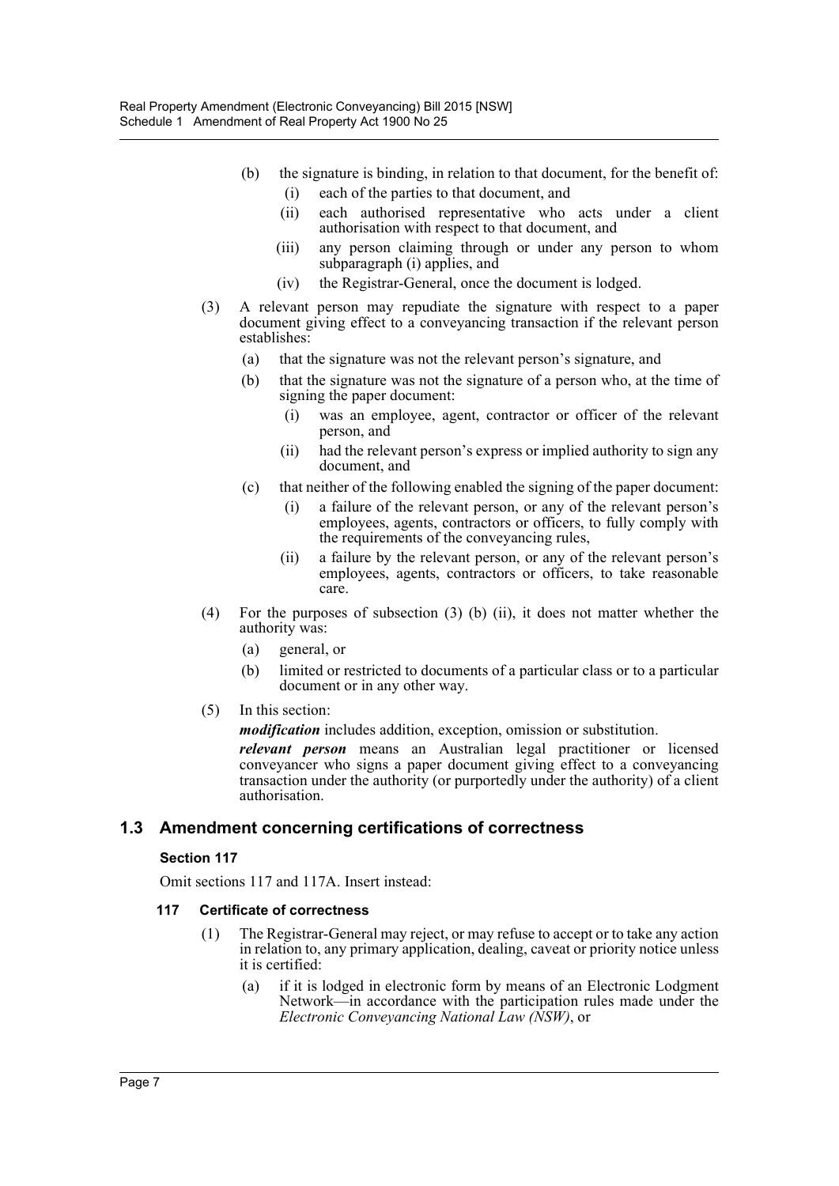(b) the signature is binding, in relation to that document, for the benefit of:

(i) each of the parties to that document, and

(ii) each authorised representative who acts under a client authorisation with respect to that document, and

(iii) any person claiming through or under any person to whom subparagraph (i) applies, and

(iv) the Registrar-General, once the document is lodged.

(3) A relevant person may repudiate the signature with respect to a paper document giving effect to a conveyancing transaction if the relevant person establishes:

(a) that the signature was not the relevant person's signature, and

(b) that the signature was not the signature of a person who, at the time of signing the paper document:

(i) was an employee, agent, contractor or officer of the relevant person, and

(ii) had the relevant person's express or implied authority to sign any document, and

(c) that neither of the following enabled the signing of the paper document:

(i) a failure of the relevant person, or any of the relevant person's employees, agents, contractors or officers, to fully comply with the requirements of the conveyancing rules,

(ii) a failure by the relevant person, or any of the relevant person's employees, agents, contractors or officers, to take reasonable care.

(4) For the purposes of subsection (3) (b) (ii), it does not matter whether the authority was:

(a) general, or

(b) limited or restricted to documents of a particular class or to a particular document or in any other way.

(5) In this section:

***modification*** includes addition, exception, omission or substitution.

***relevant person*** means an Australian legal practitioner or licensed conveyancer who signs a paper document giving effect to a conveyancing transaction under the authority (or purportedly under the authority) of a client authorisation.

## 1.3 Amendment concerning certifications of correctness

### Section 117

Omit sections 117 and 117A. Insert instead:

#### 117 Certificate of correctness

(1) The Registrar-General may reject, or may refuse to accept or to take any action in relation to, any primary application, dealing, caveat or priority notice unless it is certified:

(a) if it is lodged in electronic form by means of an Electronic Lodgment Network—in accordance with the participation rules made under the *Electronic Conveyancing National Law (NSW)*, or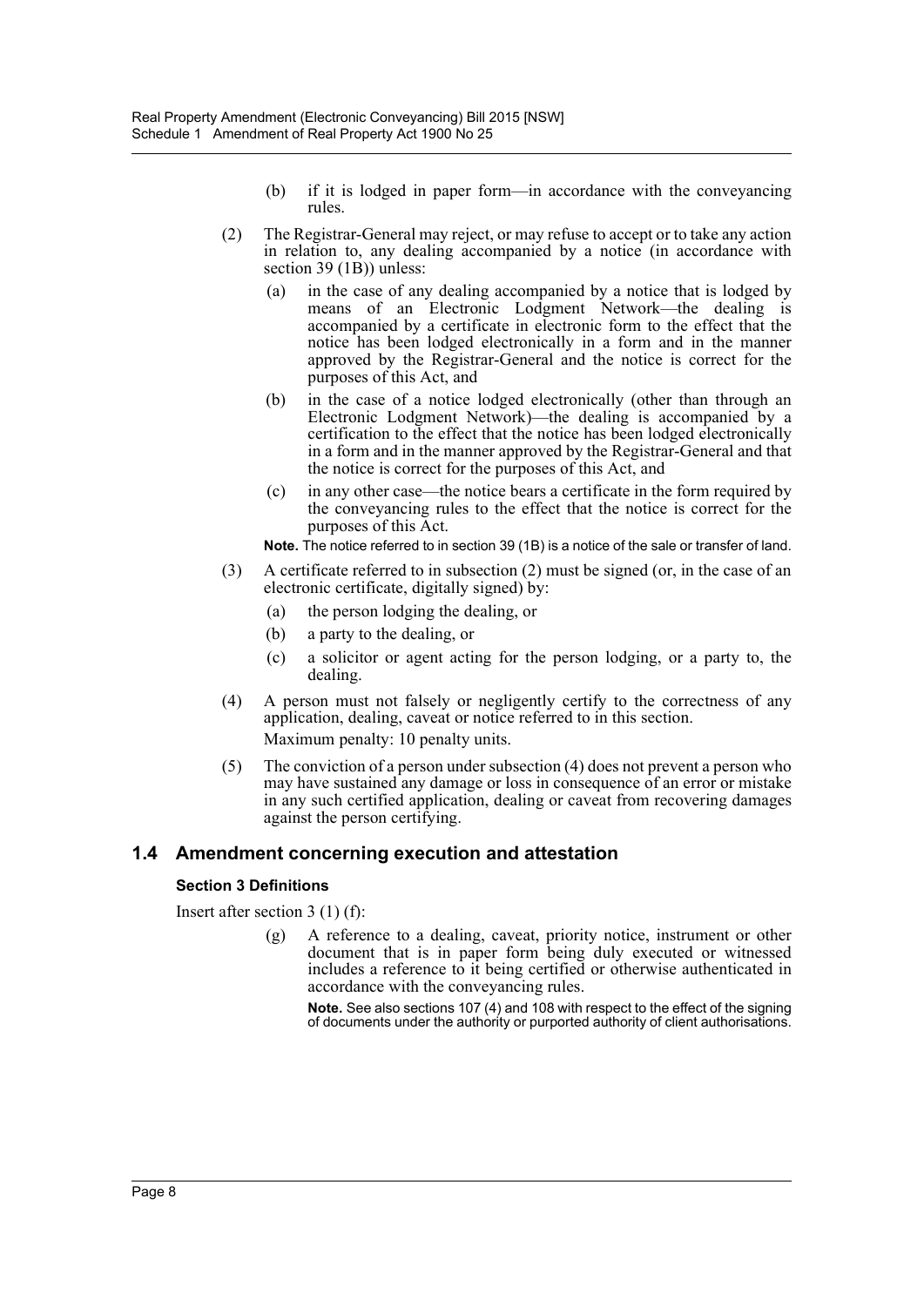(b) if it is lodged in paper form—in accordance with the conveyancing rules.

(2) The Registrar-General may reject, or may refuse to accept or to take any action in relation to, any dealing accompanied by a notice (in accordance with section 39 (1B)) unless:

(a) in the case of any dealing accompanied by a notice that is lodged by means of an Electronic Lodgment Network—the dealing is accompanied by a certificate in electronic form to the effect that the notice has been lodged electronically in a form and in the manner approved by the Registrar-General and the notice is correct for the purposes of this Act, and

(b) in the case of a notice lodged electronically (other than through an Electronic Lodgment Network)—the dealing is accompanied by a certification to the effect that the notice has been lodged electronically in a form and in the manner approved by the Registrar-General and that the notice is correct for the purposes of this Act, and

(c) in any other case—the notice bears a certificate in the form required by the conveyancing rules to the effect that the notice is correct for the purposes of this Act.

**Note.** The notice referred to in section 39 (1B) is a notice of the sale or transfer of land.

(3) A certificate referred to in subsection (2) must be signed (or, in the case of an electronic certificate, digitally signed) by:

(a) the person lodging the dealing, or

(b) a party to the dealing, or

(c) a solicitor or agent acting for the person lodging, or a party to, the dealing.

(4) A person must not falsely or negligently certify to the correctness of any application, dealing, caveat or notice referred to in this section.

Maximum penalty: 10 penalty units.

(5) The conviction of a person under subsection (4) does not prevent a person who may have sustained any damage or loss in consequence of an error or mistake in any such certified application, dealing or caveat from recovering damages against the person certifying.

## 1.4 Amendment concerning execution and attestation

### Section 3 Definitions

Insert after section 3 (1) (f):

(g) A reference to a dealing, caveat, priority notice, instrument or other document that is in paper form being duly executed or witnessed includes a reference to it being certified or otherwise authenticated in accordance with the conveyancing rules.

**Note.** See also sections 107 (4) and 108 with respect to the effect of the signing of documents under the authority or purported authority of client authorisations.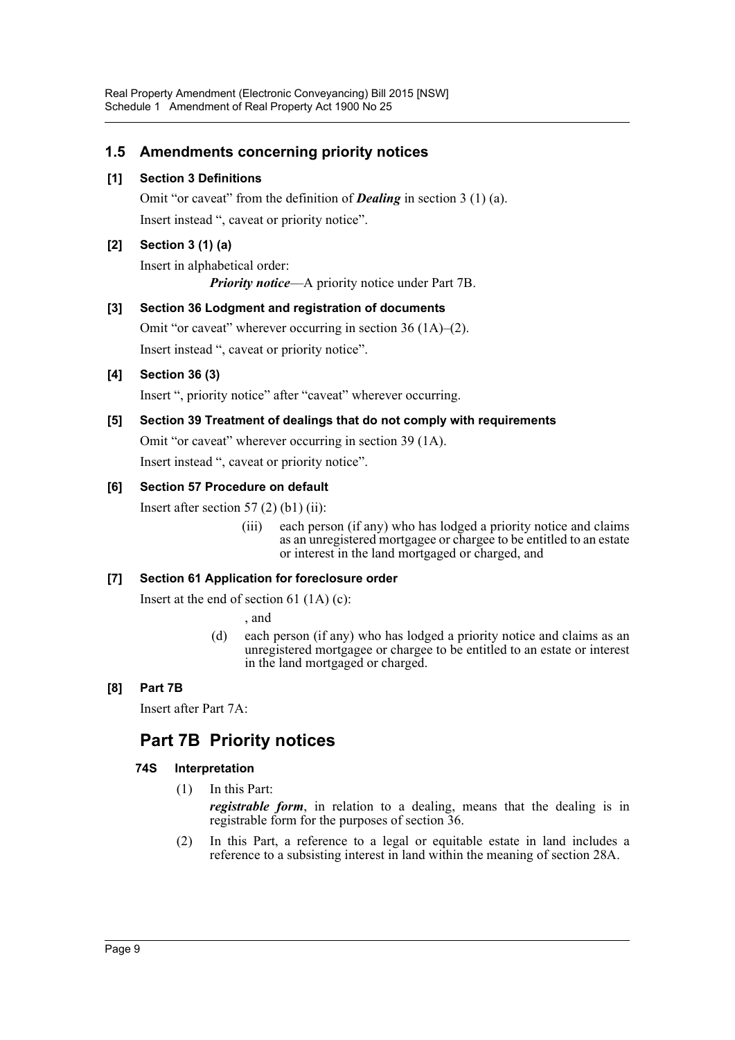## 1.5 Amendments concerning priority notices

### [1] Section 3 Definitions

Omit "or caveat" from the definition of ***Dealing*** in section 3 (1) (a).

Insert instead ", caveat or priority notice".

### [2] Section 3 (1) (a)

Insert in alphabetical order:

***Priority notice***—A priority notice under Part 7B.

### [3] Section 36 Lodgment and registration of documents

Omit "or caveat" wherever occurring in section 36 (1A)–(2).

Insert instead ", caveat or priority notice".

### [4] Section 36 (3)

Insert ", priority notice" after "caveat" wherever occurring.

### [5] Section 39 Treatment of dealings that do not comply with requirements

Omit "or caveat" wherever occurring in section 39 (1A).

Insert instead ", caveat or priority notice".

### [6] Section 57 Procedure on default

Insert after section 57 (2) (b1) (ii):

(iii) each person (if any) who has lodged a priority notice and claims as an unregistered mortgagee or chargee to be entitled to an estate or interest in the land mortgaged or charged, and

### [7] Section 61 Application for foreclosure order

Insert at the end of section 61 (1A) (c):

, and

(d) each person (if any) who has lodged a priority notice and claims as an unregistered mortgagee or chargee to be entitled to an estate or interest in the land mortgaged or charged.

### [8] Part 7B

Insert after Part 7A:

## Part 7B Priority notices

### 74S Interpretation

(1) In this Part:

***registrable form***, in relation to a dealing, means that the dealing is in registrable form for the purposes of section 36.

(2) In this Part, a reference to a legal or equitable estate in land includes a reference to a subsisting interest in land within the meaning of section 28A.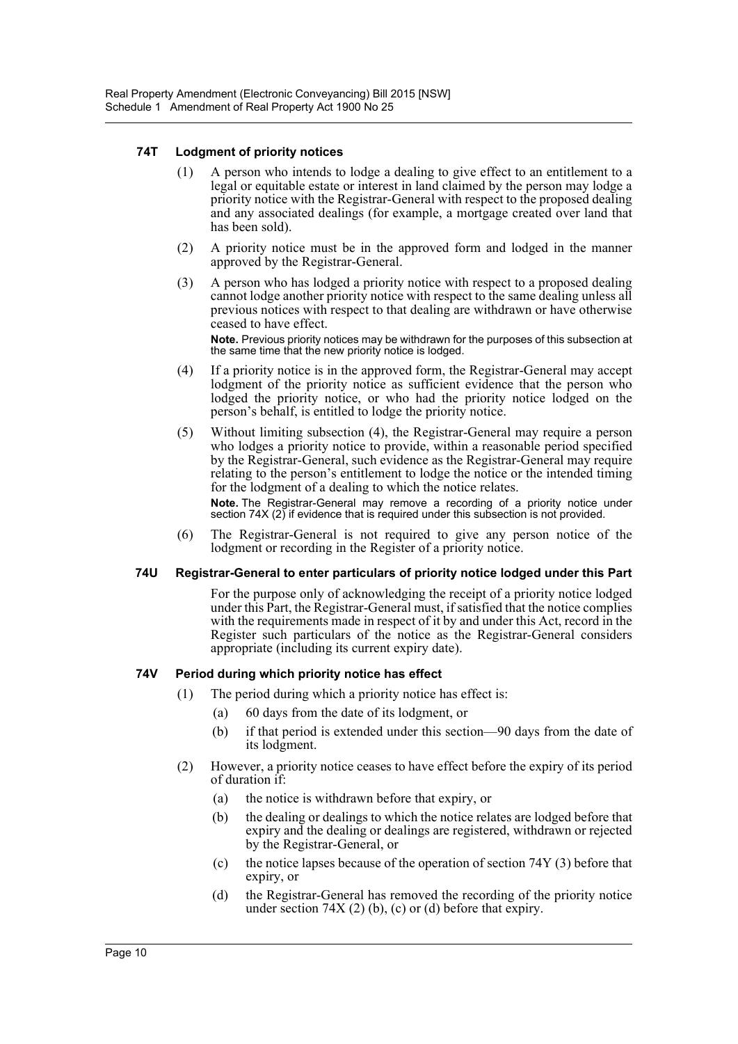#### 74T Lodgment of priority notices

(1) A person who intends to lodge a dealing to give effect to an entitlement to a legal or equitable estate or interest in land claimed by the person may lodge a priority notice with the Registrar-General with respect to the proposed dealing and any associated dealings (for example, a mortgage created over land that has been sold).

(2) A priority notice must be in the approved form and lodged in the manner approved by the Registrar-General.

(3) A person who has lodged a priority notice with respect to a proposed dealing cannot lodge another priority notice with respect to the same dealing unless all previous notices with respect to that dealing are withdrawn or have otherwise ceased to have effect.

**Note.** Previous priority notices may be withdrawn for the purposes of this subsection at the same time that the new priority notice is lodged.

(4) If a priority notice is in the approved form, the Registrar-General may accept lodgment of the priority notice as sufficient evidence that the person who lodged the priority notice, or who had the priority notice lodged on the person's behalf, is entitled to lodge the priority notice.

(5) Without limiting subsection (4), the Registrar-General may require a person who lodges a priority notice to provide, within a reasonable period specified by the Registrar-General, such evidence as the Registrar-General may require relating to the person's entitlement to lodge the notice or the intended timing for the lodgment of a dealing to which the notice relates.

**Note.** The Registrar-General may remove a recording of a priority notice under section 74X (2) if evidence that is required under this subsection is not provided.

(6) The Registrar-General is not required to give any person notice of the lodgment or recording in the Register of a priority notice.

#### 74U Registrar-General to enter particulars of priority notice lodged under this Part

For the purpose only of acknowledging the receipt of a priority notice lodged under this Part, the Registrar-General must, if satisfied that the notice complies with the requirements made in respect of it by and under this Act, record in the Register such particulars of the notice as the Registrar-General considers appropriate (including its current expiry date).

#### 74V Period during which priority notice has effect

(1) The period during which a priority notice has effect is:

- (a) 60 days from the date of its lodgment, or
- (b) if that period is extended under this section—90 days from the date of its lodgment.

(2) However, a priority notice ceases to have effect before the expiry of its period of duration if:

- (a) the notice is withdrawn before that expiry, or
- (b) the dealing or dealings to which the notice relates are lodged before that expiry and the dealing or dealings are registered, withdrawn or rejected by the Registrar-General, or
- (c) the notice lapses because of the operation of section 74Y (3) before that expiry, or
- (d) the Registrar-General has removed the recording of the priority notice under section 74X (2) (b), (c) or (d) before that expiry.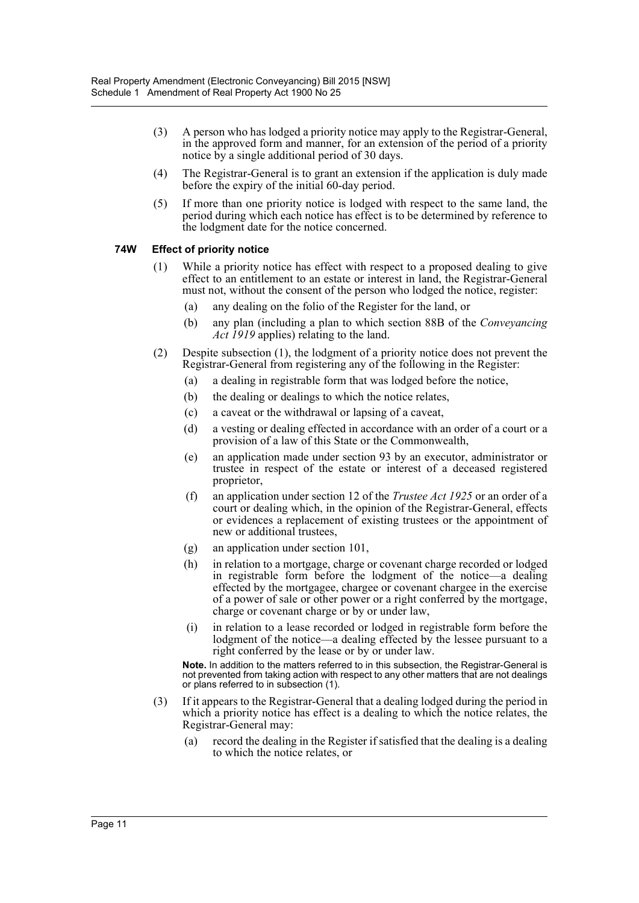(3) A person who has lodged a priority notice may apply to the Registrar-General, in the approved form and manner, for an extension of the period of a priority notice by a single additional period of 30 days.

(4) The Registrar-General is to grant an extension if the application is duly made before the expiry of the initial 60-day period.

(5) If more than one priority notice is lodged with respect to the same land, the period during which each notice has effect is to be determined by reference to the lodgment date for the notice concerned.

**74W Effect of priority notice**

(1) While a priority notice has effect with respect to a proposed dealing to give effect to an entitlement to an estate or interest in land, the Registrar-General must not, without the consent of the person who lodged the notice, register:

(a) any dealing on the folio of the Register for the land, or

(b) any plan (including a plan to which section 88B of the *Conveyancing Act 1919* applies) relating to the land.

(2) Despite subsection (1), the lodgment of a priority notice does not prevent the Registrar-General from registering any of the following in the Register:

(a) a dealing in registrable form that was lodged before the notice,

(b) the dealing or dealings to which the notice relates,

(c) a caveat or the withdrawal or lapsing of a caveat,

(d) a vesting or dealing effected in accordance with an order of a court or a provision of a law of this State or the Commonwealth,

(e) an application made under section 93 by an executor, administrator or trustee in respect of the estate or interest of a deceased registered proprietor,

(f) an application under section 12 of the *Trustee Act 1925* or an order of a court or dealing which, in the opinion of the Registrar-General, effects or evidences a replacement of existing trustees or the appointment of new or additional trustees,

(g) an application under section 101,

(h) in relation to a mortgage, charge or covenant charge recorded or lodged in registrable form before the lodgment of the notice—a dealing effected by the mortgagee, chargee or covenant chargee in the exercise of a power of sale or other power or a right conferred by the mortgage, charge or covenant charge or by or under law,

(i) in relation to a lease recorded or lodged in registrable form before the lodgment of the notice—a dealing effected by the lessee pursuant to a right conferred by the lease or by or under law.

**Note.** In addition to the matters referred to in this subsection, the Registrar-General is not prevented from taking action with respect to any other matters that are not dealings or plans referred to in subsection (1).

(3) If it appears to the Registrar-General that a dealing lodged during the period in which a priority notice has effect is a dealing to which the notice relates, the Registrar-General may:

(a) record the dealing in the Register if satisfied that the dealing is a dealing to which the notice relates, or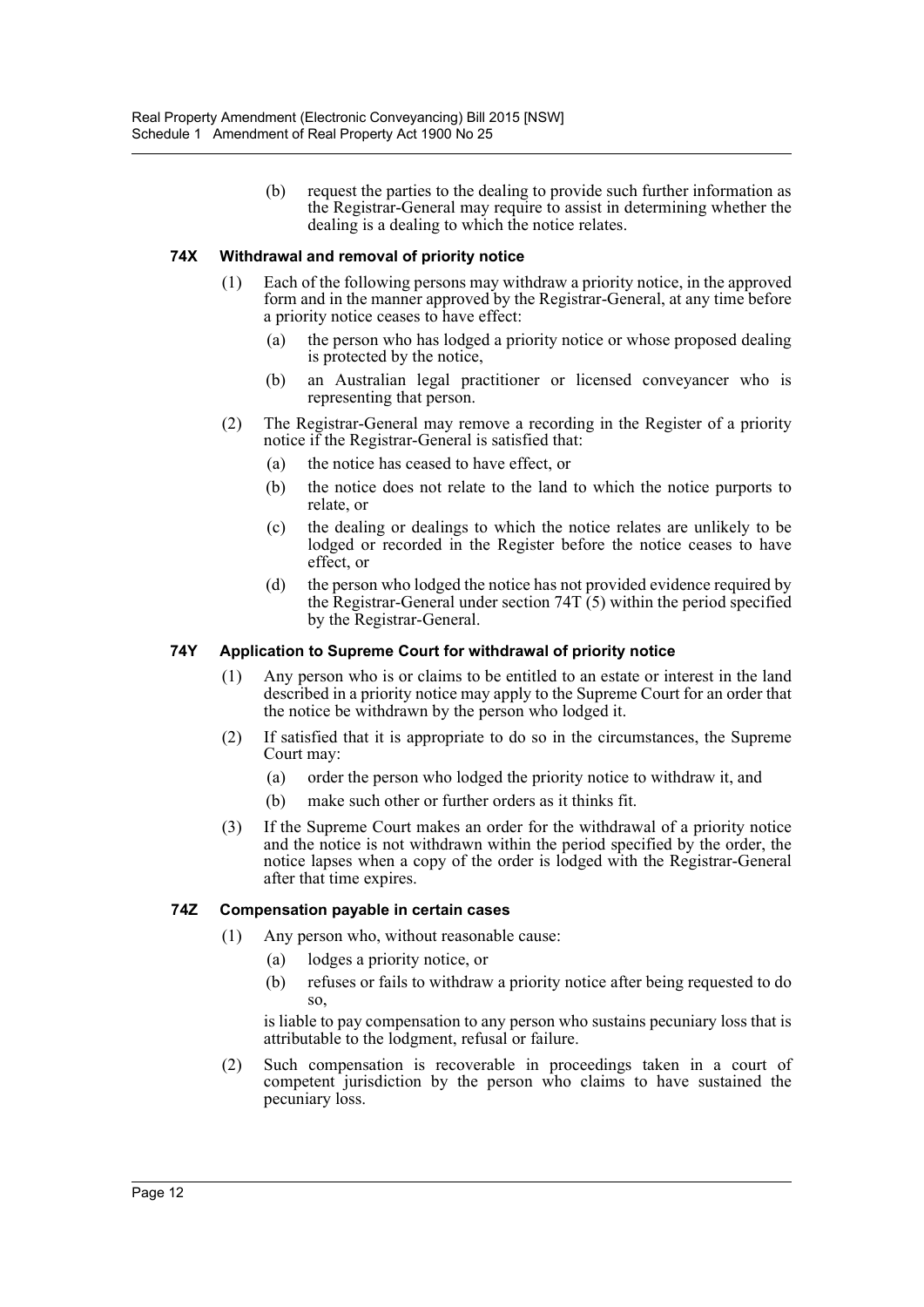(b) request the parties to the dealing to provide such further information as the Registrar-General may require to assist in determining whether the dealing is a dealing to which the notice relates.

### 74X Withdrawal and removal of priority notice

(1) Each of the following persons may withdraw a priority notice, in the approved form and in the manner approved by the Registrar-General, at any time before a priority notice ceases to have effect:

- (a) the person who has lodged a priority notice or whose proposed dealing is protected by the notice,
- (b) an Australian legal practitioner or licensed conveyancer who is representing that person.

(2) The Registrar-General may remove a recording in the Register of a priority notice if the Registrar-General is satisfied that:

- (a) the notice has ceased to have effect, or
- (b) the notice does not relate to the land to which the notice purports to relate, or
- (c) the dealing or dealings to which the notice relates are unlikely to be lodged or recorded in the Register before the notice ceases to have effect, or
- (d) the person who lodged the notice has not provided evidence required by the Registrar-General under section 74T (5) within the period specified by the Registrar-General.

### 74Y Application to Supreme Court for withdrawal of priority notice

(1) Any person who is or claims to be entitled to an estate or interest in the land described in a priority notice may apply to the Supreme Court for an order that the notice be withdrawn by the person who lodged it.

(2) If satisfied that it is appropriate to do so in the circumstances, the Supreme Court may:

- (a) order the person who lodged the priority notice to withdraw it, and
- (b) make such other or further orders as it thinks fit.

(3) If the Supreme Court makes an order for the withdrawal of a priority notice and the notice is not withdrawn within the period specified by the order, the notice lapses when a copy of the order is lodged with the Registrar-General after that time expires.

### 74Z Compensation payable in certain cases

(1) Any person who, without reasonable cause:

- (a) lodges a priority notice, or
- (b) refuses or fails to withdraw a priority notice after being requested to do so,

is liable to pay compensation to any person who sustains pecuniary loss that is attributable to the lodgment, refusal or failure.

(2) Such compensation is recoverable in proceedings taken in a court of competent jurisdiction by the person who claims to have sustained the pecuniary loss.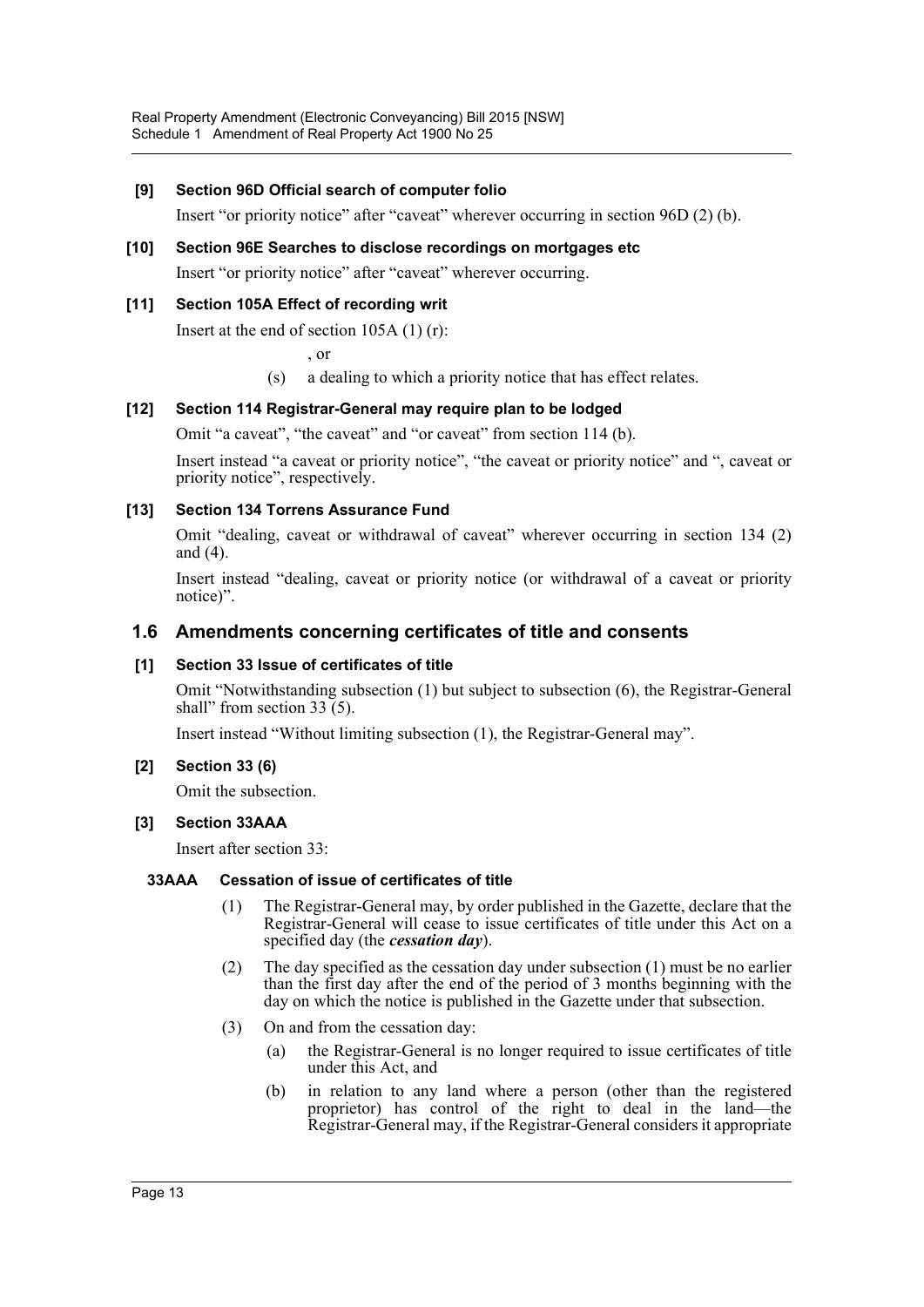**[9] Section 96D Official search of computer folio**

Insert "or priority notice" after "caveat" wherever occurring in section 96D (2) (b).

**[10] Section 96E Searches to disclose recordings on mortgages etc**

Insert "or priority notice" after "caveat" wherever occurring.

**[11] Section 105A Effect of recording writ**

Insert at the end of section 105A (1) (r):

, or

(s) a dealing to which a priority notice that has effect relates.

**[12] Section 114 Registrar-General may require plan to be lodged**

Omit "a caveat", "the caveat" and "or caveat" from section 114 (b).

Insert instead "a caveat or priority notice", "the caveat or priority notice" and ", caveat or priority notice", respectively.

**[13] Section 134 Torrens Assurance Fund**

Omit "dealing, caveat or withdrawal of caveat" wherever occurring in section 134 (2) and (4).

Insert instead "dealing, caveat or priority notice (or withdrawal of a caveat or priority notice)".

## 1.6 Amendments concerning certificates of title and consents

**[1] Section 33 Issue of certificates of title**

Omit "Notwithstanding subsection (1) but subject to subsection (6), the Registrar-General shall" from section 33 (5).

Insert instead "Without limiting subsection (1), the Registrar-General may".

**[2] Section 33 (6)**

Omit the subsection.

**[3] Section 33AAA**

Insert after section 33:

**33AAA Cessation of issue of certificates of title**

(1) The Registrar-General may, by order published in the Gazette, declare that the Registrar-General will cease to issue certificates of title under this Act on a specified day (the ***cessation day***).

(2) The day specified as the cessation day under subsection (1) must be no earlier than the first day after the end of the period of 3 months beginning with the day on which the notice is published in the Gazette under that subsection.

(3) On and from the cessation day:

(a) the Registrar-General is no longer required to issue certificates of title under this Act, and

(b) in relation to any land where a person (other than the registered proprietor) has control of the right to deal in the land—the Registrar-General may, if the Registrar-General considers it appropriate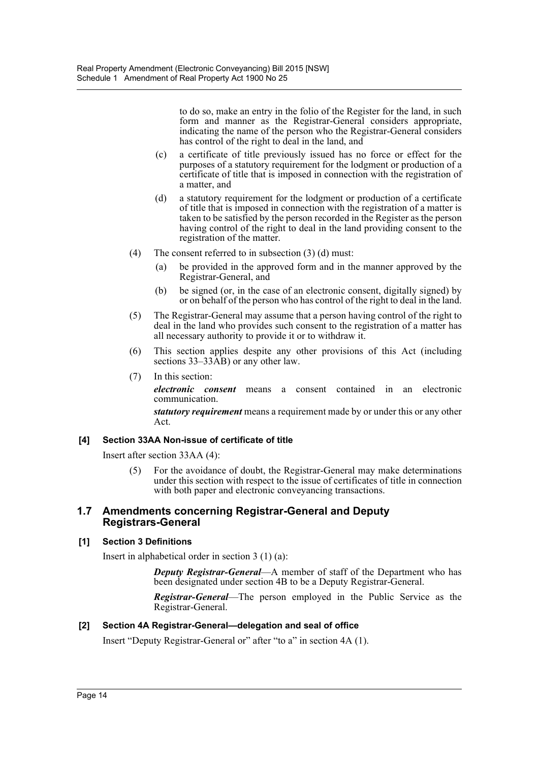to do so, make an entry in the folio of the Register for the land, in such form and manner as the Registrar-General considers appropriate, indicating the name of the person who the Registrar-General considers has control of the right to deal in the land, and

(c) a certificate of title previously issued has no force or effect for the purposes of a statutory requirement for the lodgment or production of a certificate of title that is imposed in connection with the registration of a matter, and

(d) a statutory requirement for the lodgment or production of a certificate of title that is imposed in connection with the registration of a matter is taken to be satisfied by the person recorded in the Register as the person having control of the right to deal in the land providing consent to the registration of the matter.

(4) The consent referred to in subsection (3) (d) must:

(a) be provided in the approved form and in the manner approved by the Registrar-General, and

(b) be signed (or, in the case of an electronic consent, digitally signed) by or on behalf of the person who has control of the right to deal in the land.

(5) The Registrar-General may assume that a person having control of the right to deal in the land who provides such consent to the registration of a matter has all necessary authority to provide it or to withdraw it.

(6) This section applies despite any other provisions of this Act (including sections 33–33AB) or any other law.

(7) In this section:

***electronic consent*** means a consent contained in an electronic communication.

***statutory requirement*** means a requirement made by or under this or any other Act.

#### [4] Section 33AA Non-issue of certificate of title

Insert after section 33AA (4):

(5) For the avoidance of doubt, the Registrar-General may make determinations under this section with respect to the issue of certificates of title in connection with both paper and electronic conveyancing transactions.

### 1.7 Amendments concerning Registrar-General and Deputy Registrars-General

#### [1] Section 3 Definitions

Insert in alphabetical order in section 3 (1) (a):

***Deputy Registrar-General***—A member of staff of the Department who has been designated under section 4B to be a Deputy Registrar-General.

***Registrar-General***—The person employed in the Public Service as the Registrar-General.

#### [2] Section 4A Registrar-General—delegation and seal of office

Insert "Deputy Registrar-General or" after "to a" in section 4A (1).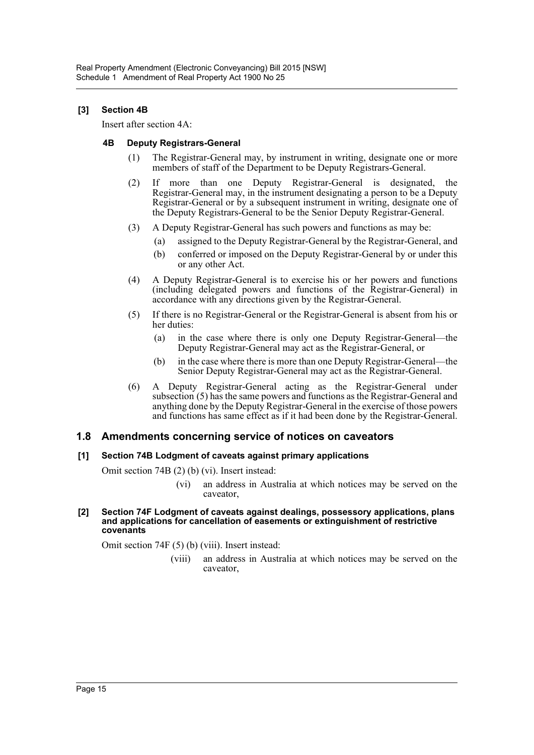### [3] Section 4B

Insert after section 4A:

#### 4B Deputy Registrars-General

(1) The Registrar-General may, by instrument in writing, designate one or more members of staff of the Department to be Deputy Registrars-General.

(2) If more than one Deputy Registrar-General is designated, the Registrar-General may, in the instrument designating a person to be a Deputy Registrar-General or by a subsequent instrument in writing, designate one of the Deputy Registrars-General to be the Senior Deputy Registrar-General.

(3) A Deputy Registrar-General has such powers and functions as may be:

- (a) assigned to the Deputy Registrar-General by the Registrar-General, and
- (b) conferred or imposed on the Deputy Registrar-General by or under this or any other Act.

(4) A Deputy Registrar-General is to exercise his or her powers and functions (including delegated powers and functions of the Registrar-General) in accordance with any directions given by the Registrar-General.

(5) If there is no Registrar-General or the Registrar-General is absent from his or her duties:

- (a) in the case where there is only one Deputy Registrar-General—the Deputy Registrar-General may act as the Registrar-General, or
- (b) in the case where there is more than one Deputy Registrar-General—the Senior Deputy Registrar-General may act as the Registrar-General.

(6) A Deputy Registrar-General acting as the Registrar-General under subsection (5) has the same powers and functions as the Registrar-General and anything done by the Deputy Registrar-General in the exercise of those powers and functions has same effect as if it had been done by the Registrar-General.

## 1.8 Amendments concerning service of notices on caveators

### [1] Section 74B Lodgment of caveats against primary applications

Omit section 74B (2) (b) (vi). Insert instead:

(vi) an address in Australia at which notices may be served on the caveator,

### [2] Section 74F Lodgment of caveats against dealings, possessory applications, plans and applications for cancellation of easements or extinguishment of restrictive covenants

Omit section 74F (5) (b) (viii). Insert instead:

(viii) an address in Australia at which notices may be served on the caveator,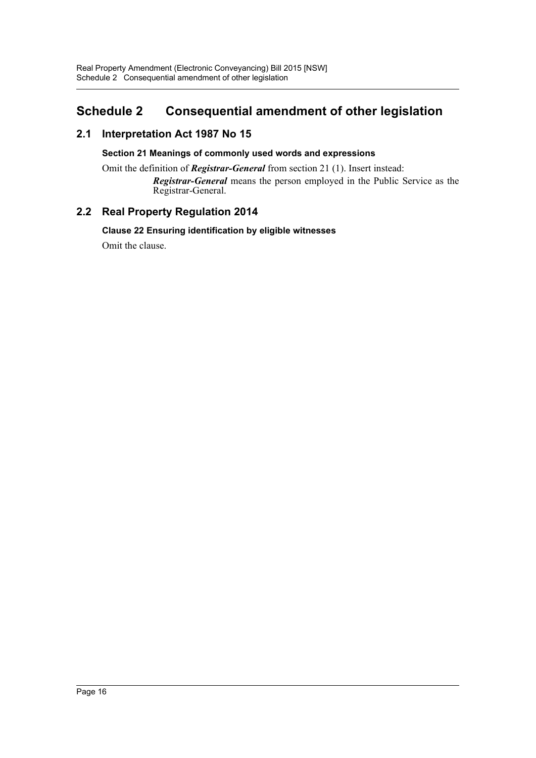# Schedule 2 Consequential amendment of other legislation

## 2.1 Interpretation Act 1987 No 15

### Section 21 Meanings of commonly used words and expressions

Omit the definition of ***Registrar-General*** from section 21 (1). Insert instead:

> ***Registrar-General*** means the person employed in the Public Service as the Registrar-General.

## 2.2 Real Property Regulation 2014

### Clause 22 Ensuring identification by eligible witnesses

Omit the clause.